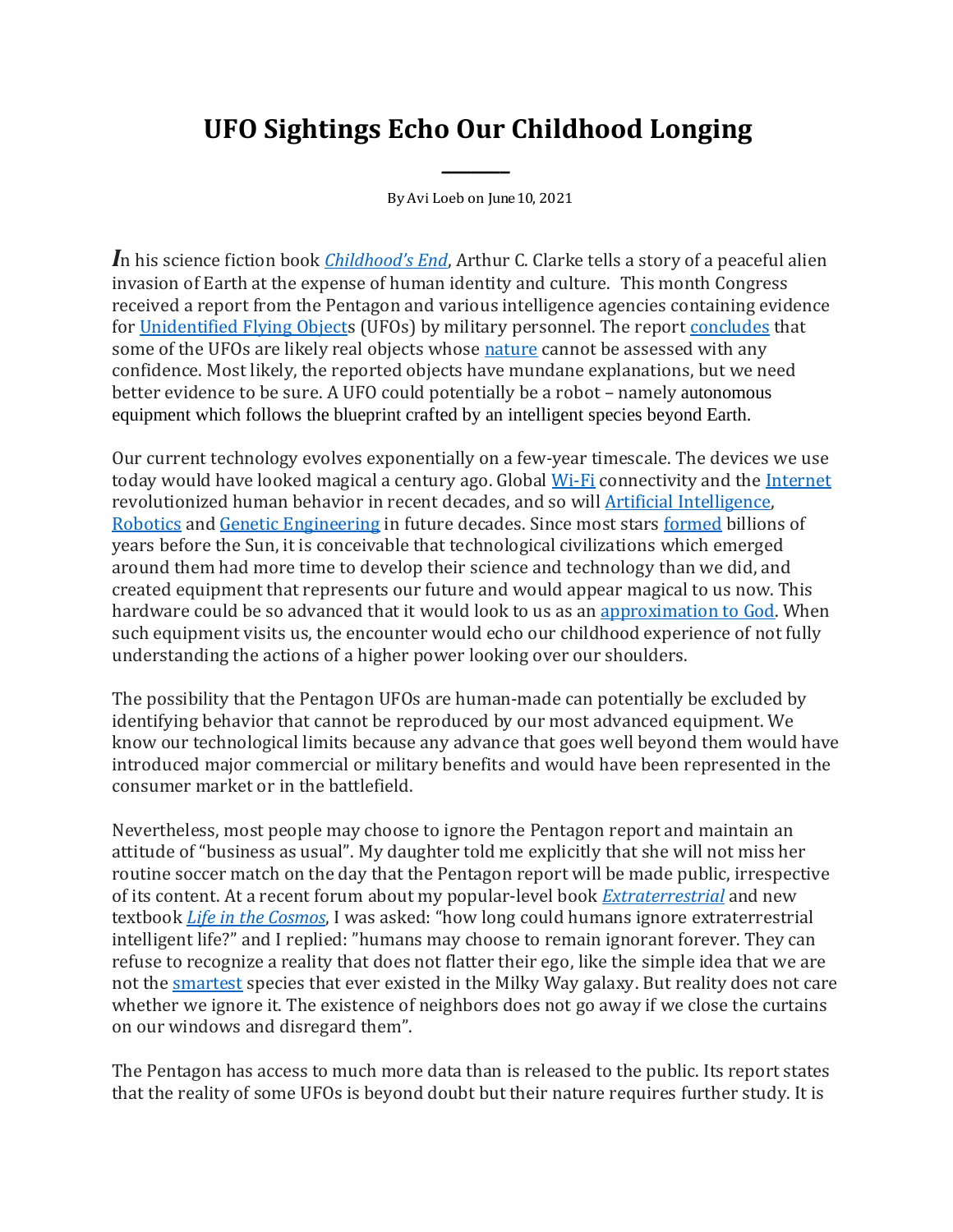# UFO Sightings Echo Our Childhood Longing

By Avi Loeb on June 10, 2021

In his science fiction book *Childhood's End*, Arthur C. Clarke tells a story of a peaceful alien invasion of Earth at the expense of human identity and culture. This month Congress received a report from the Pentagon and various intelligence agencies containing evidence for Unidentified Flying Objects (UFOs) by military personnel. The report concludes that some of the UFOs are likely real objects whose nature cannot be assessed with any confidence. Most likely, the reported objects have mundane explanations, but we need better evidence to be sure. A UFO could potentially be a robot – namely autonomous equipment which follows the blueprint crafted by an intelligent species beyond Earth.

Our current technology evolves exponentially on a few-year timescale. The devices we use today would have looked magical a century ago. Global Wi-Fi connectivity and the Internet revolutionized human behavior in recent decades, and so will Artificial Intelligence, Robotics and Genetic Engineering in future decades. Since most stars formed billions of years before the Sun, it is conceivable that technological civilizations which emerged around them had more time to develop their science and technology than we did, and created equipment that represents our future and would appear magical to us now. This hardware could be so advanced that it would look to us as an approximation to God. When such equipment visits us, the encounter would echo our childhood experience of not fully understanding the actions of a higher power looking over our shoulders.

The possibility that the Pentagon UFOs are human-made can potentially be excluded by identifying behavior that cannot be reproduced by our most advanced equipment. We know our technological limits because any advance that goes well beyond them would have introduced major commercial or military benefits and would have been represented in the consumer market or in the battlefield.

Nevertheless, most people may choose to ignore the Pentagon report and maintain an attitude of "business as usual". My daughter told me explicitly that she will not miss her routine soccer match on the day that the Pentagon report will be made public, irrespective of its content. At a recent forum about my popular-level book *Extraterrestrial* and new textbook *Life in the Cosmos*, I was asked: "how long could humans ignore extraterrestrial intelligent life?" and I replied: "humans may choose to remain ignorant forever. They can refuse to recognize a reality that does not flatter their ego, like the simple idea that we are not the smartest species that ever existed in the Milky Way galaxy. But reality does not care whether we ignore it. The existence of neighbors does not go away if we close the curtains on our windows and disregard them".

The Pentagon has access to much more data than is released to the public. Its report states that the reality of some UFOs is beyond doubt but their nature requires further study. It is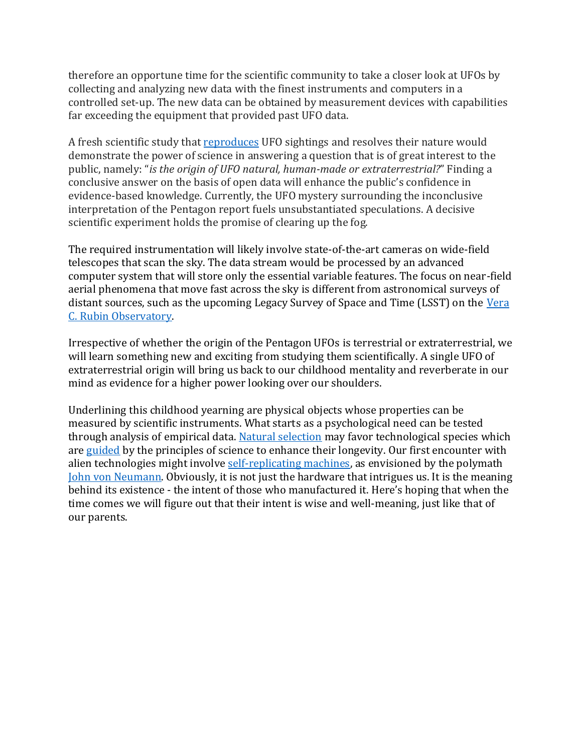therefore an opportune time for the scientific community to take a closer look at UFOs by collecting and analyzing new data with the finest instruments and computers in a controlled set-up. The new data can be obtained by measurement devices with capabilities far exceeding the equipment that provided past UFO data.

A fresh scientific study that reproduces UFO sightings and resolves their nature would demonstrate the power of science in answering a question that is of great interest to the public, namely: "*is the origin of UFO natural, human-made or extraterrestrial?*" Finding a conclusive answer on the basis of open data will enhance the public's confidence in evidence-based knowledge. Currently, the UFO mystery surrounding the inconclusive interpretation of the Pentagon report fuels unsubstantiated speculations. A decisive scientific experiment holds the promise of clearing up the fog.

The required instrumentation will likely involve state-of-the-art cameras on wide-field telescopes that scan the sky. The data stream would be processed by an advanced computer system that will store only the essential variable features. The focus on near-field aerial phenomena that move fast across the sky is different from astronomical surveys of distant sources, such as the upcoming Legacy Survey of Space and Time (LSST) on the Vera C. Rubin Observatory.

Irrespective of whether the origin of the Pentagon UFOs is terrestrial or extraterrestrial, we will learn something new and exciting from studying them scientifically. A single UFO of extraterrestrial origin will bring us back to our childhood mentality and reverberate in our mind as evidence for a higher power looking over our shoulders.

Underlining this childhood yearning are physical objects whose properties can be measured by scientific instruments. What starts as a psychological need can be tested through analysis of empirical data. Natural selection may favor technological species which are guided by the principles of science to enhance their longevity. Our first encounter with alien technologies might involve self-replicating machines, as envisioned by the polymath John von Neumann. Obviously, it is not just the hardware that intrigues us. It is the meaning behind its existence - the intent of those who manufactured it. Here's hoping that when the time comes we will figure out that their intent is wise and well-meaning, just like that of our parents.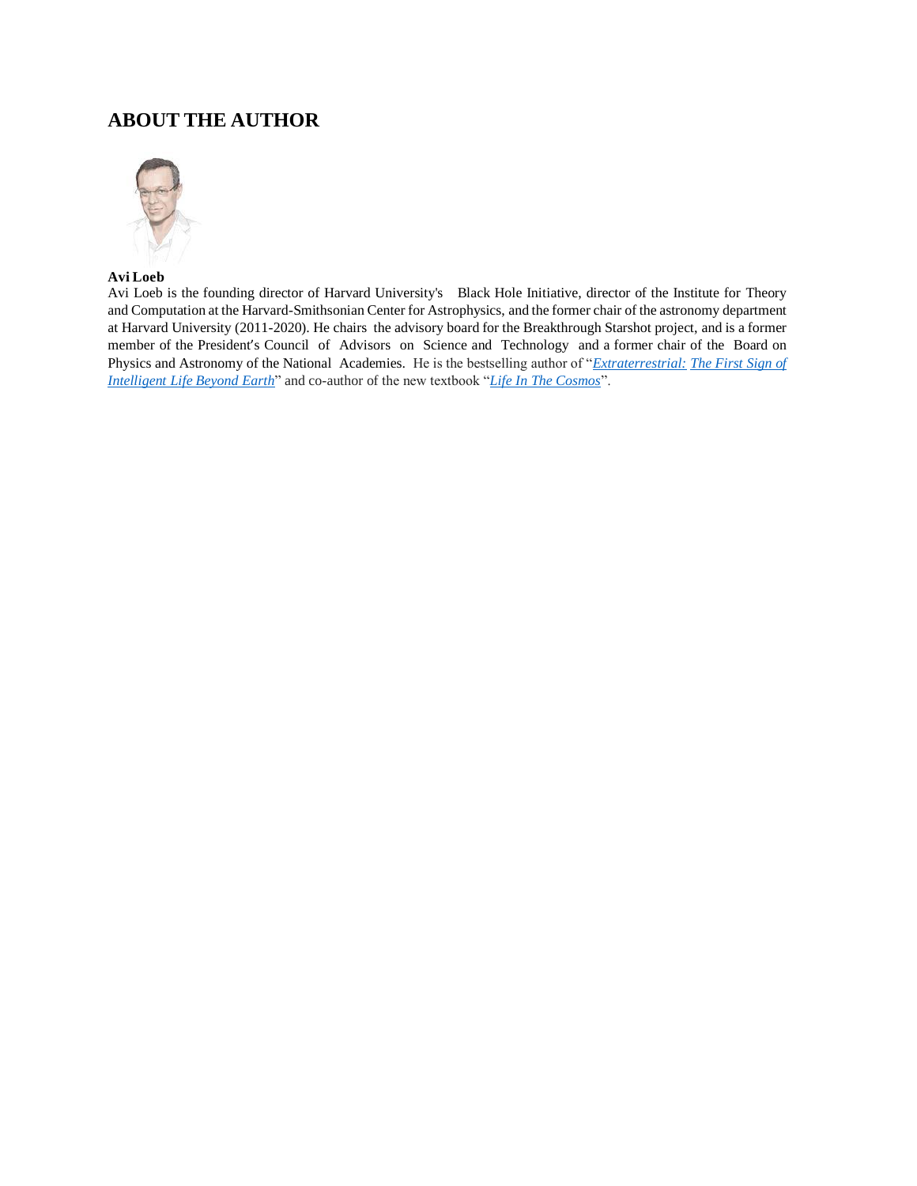## ABOUT THE AUTHOR

**Avi Loeb**

Avi Loeb is the founding director of Harvard University's Black Hole Initiative, director of the Institute for Theory and Computation at the Harvard-Smithsonian Center for Astrophysics, and the former chair of the astronomy department at Harvard University (2011-2020). He chairs the advisory board for the Breakthrough Starshot project, and is a former member of the President's Council of Advisors on Science and Technology and a former chair of the Board on Physics and Astronomy of the National Academies. He is the bestselling author of "*Extraterrestrial: The First Sign of Intelligent Life Beyond Earth*" and co-author of the new textbook "*Life In The Cosmos*".